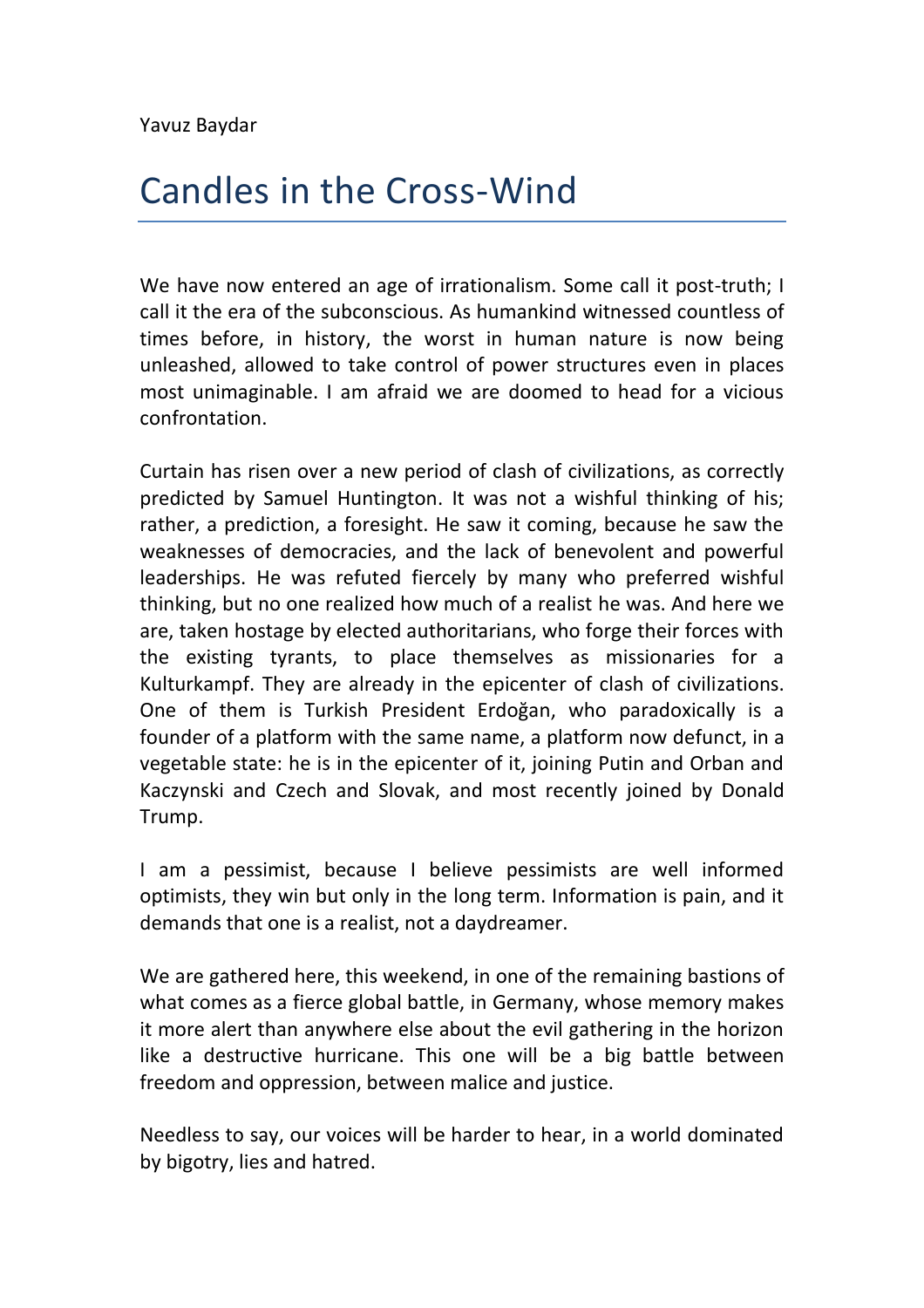Yavuz Baydar

# Candles in the Cross-Wind

We have now entered an age of irrationalism. Some call it post-truth; I call it the era of the subconscious. As humankind witnessed countless of times before, in history, the worst in human nature is now being unleashed, allowed to take control of power structures even in places most unimaginable. I am afraid we are doomed to head for a vicious confrontation.

Curtain has risen over a new period of clash of civilizations, as correctly predicted by Samuel Huntington. It was not a wishful thinking of his; rather, a prediction, a foresight. He saw it coming, because he saw the weaknesses of democracies, and the lack of benevolent and powerful leaderships. He was refuted fiercely by many who preferred wishful thinking, but no one realized how much of a realist he was. And here we are, taken hostage by elected authoritarians, who forge their forces with the existing tyrants, to place themselves as missionaries for a Kulturkampf. They are already in the epicenter of clash of civilizations. One of them is Turkish President Erdoğan, who paradoxically is a founder of a platform with the same name, a platform now defunct, in a vegetable state: he is in the epicenter of it, joining Putin and Orban and Kaczynski and Czech and Slovak, and most recently joined by Donald Trump.

I am a pessimist, because I believe pessimists are well informed optimists, they win but only in the long term. Information is pain, and it demands that one is a realist, not a daydreamer.

We are gathered here, this weekend, in one of the remaining bastions of what comes as a fierce global battle, in Germany, whose memory makes it more alert than anywhere else about the evil gathering in the horizon like a destructive hurricane. This one will be a big battle between freedom and oppression, between malice and justice.

Needless to say, our voices will be harder to hear, in a world dominated by bigotry, lies and hatred.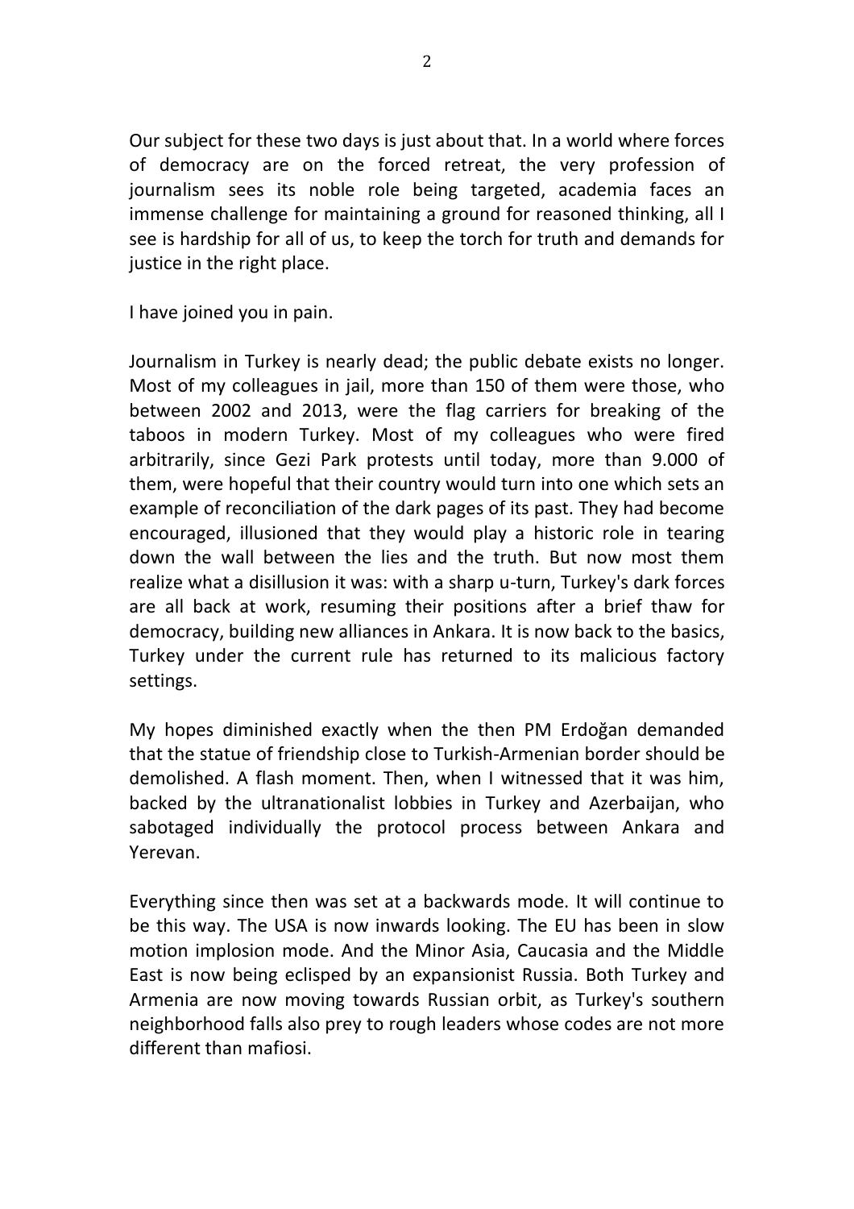Our subject for these two days is just about that. In a world where forces of democracy are on the forced retreat, the very profession of journalism sees its noble role being targeted, academia faces an immense challenge for maintaining a ground for reasoned thinking, all I see is hardship for all of us, to keep the torch for truth and demands for justice in the right place.

I have joined you in pain.

Journalism in Turkey is nearly dead; the public debate exists no longer. Most of my colleagues in jail, more than 150 of them were those, who between 2002 and 2013, were the flag carriers for breaking of the taboos in modern Turkey. Most of my colleagues who were fired arbitrarily, since Gezi Park protests until today, more than 9.000 of them, were hopeful that their country would turn into one which sets an example of reconciliation of the dark pages of its past. They had become encouraged, illusioned that they would play a historic role in tearing down the wall between the lies and the truth. But now most them realize what a disillusion it was: with a sharp u-turn, Turkey's dark forces are all back at work, resuming their positions after a brief thaw for democracy, building new alliances in Ankara. It is now back to the basics, Turkey under the current rule has returned to its malicious factory settings.

My hopes diminished exactly when the then PM Erdoğan demanded that the statue of friendship close to Turkish-Armenian border should be demolished. A flash moment. Then, when I witnessed that it was him, backed by the ultranationalist lobbies in Turkey and Azerbaijan, who sabotaged individually the protocol process between Ankara and Yerevan.

Everything since then was set at a backwards mode. It will continue to be this way. The USA is now inwards looking. The EU has been in slow motion implosion mode. And the Minor Asia, Caucasia and the Middle East is now being eclisped by an expansionist Russia. Both Turkey and Armenia are now moving towards Russian orbit, as Turkey's southern neighborhood falls also prey to rough leaders whose codes are not more different than mafiosi.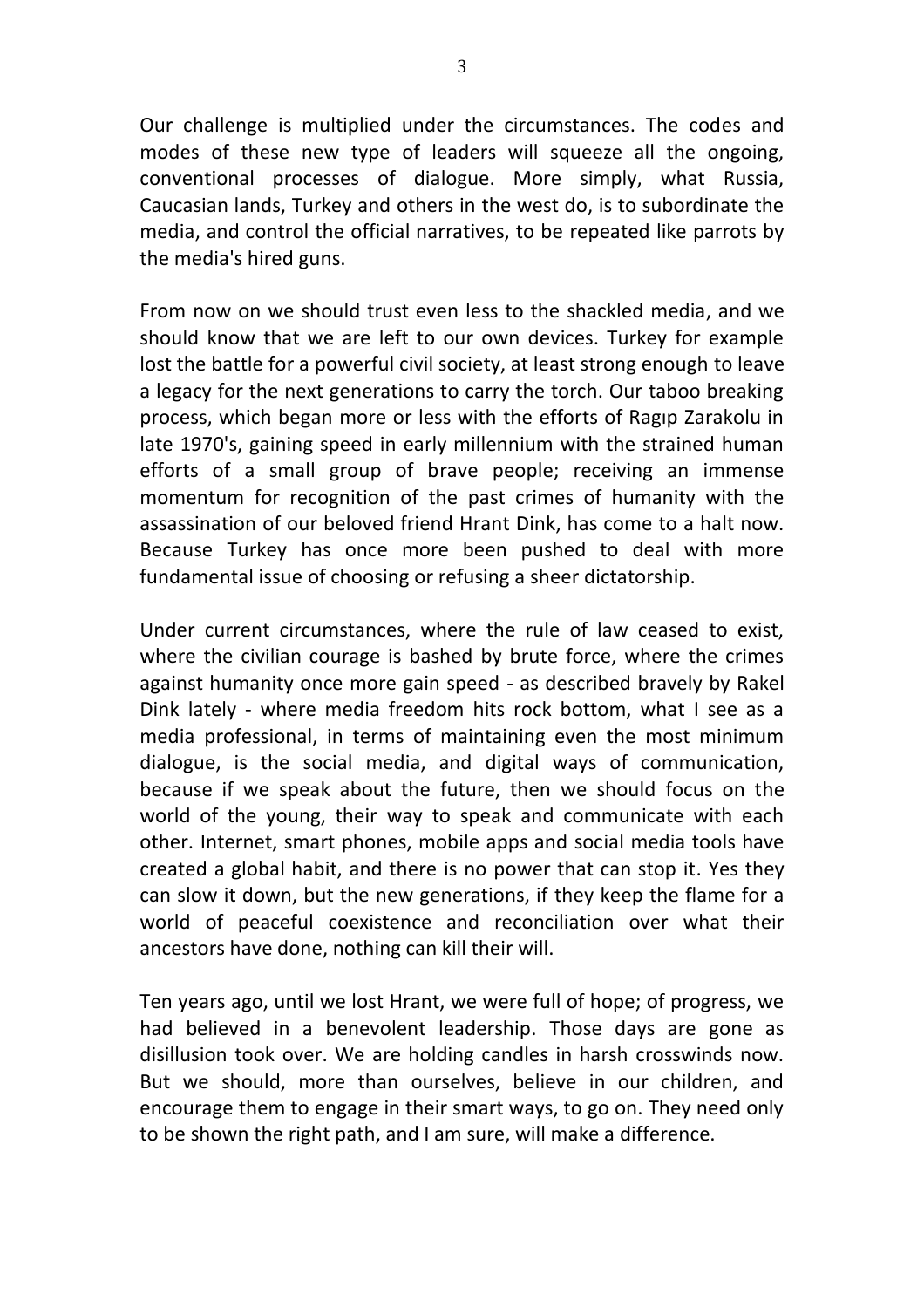Our challenge is multiplied under the circumstances. The codes and modes of these new type of leaders will squeeze all the ongoing, conventional processes of dialogue. More simply, what Russia, Caucasian lands, Turkey and others in the west do, is to subordinate the media, and control the official narratives, to be repeated like parrots by the media's hired guns.

From now on we should trust even less to the shackled media, and we should know that we are left to our own devices. Turkey for example lost the battle for a powerful civil society, at least strong enough to leave a legacy for the next generations to carry the torch. Our taboo breaking process, which began more or less with the efforts of Ragıp Zarakolu in late 1970's, gaining speed in early millennium with the strained human efforts of a small group of brave people; receiving an immense momentum for recognition of the past crimes of humanity with the assassination of our beloved friend Hrant Dink, has come to a halt now. Because Turkey has once more been pushed to deal with more fundamental issue of choosing or refusing a sheer dictatorship.

Under current circumstances, where the rule of law ceased to exist, where the civilian courage is bashed by brute force, where the crimes against humanity once more gain speed - as described bravely by Rakel Dink lately - where media freedom hits rock bottom, what I see as a media professional, in terms of maintaining even the most minimum dialogue, is the social media, and digital ways of communication, because if we speak about the future, then we should focus on the world of the young, their way to speak and communicate with each other. Internet, smart phones, mobile apps and social media tools have created a global habit, and there is no power that can stop it. Yes they can slow it down, but the new generations, if they keep the flame for a world of peaceful coexistence and reconciliation over what their ancestors have done, nothing can kill their will.

Ten years ago, until we lost Hrant, we were full of hope; of progress, we had believed in a benevolent leadership. Those days are gone as disillusion took over. We are holding candles in harsh crosswinds now. But we should, more than ourselves, believe in our children, and encourage them to engage in their smart ways, to go on. They need only to be shown the right path, and I am sure, will make a difference.